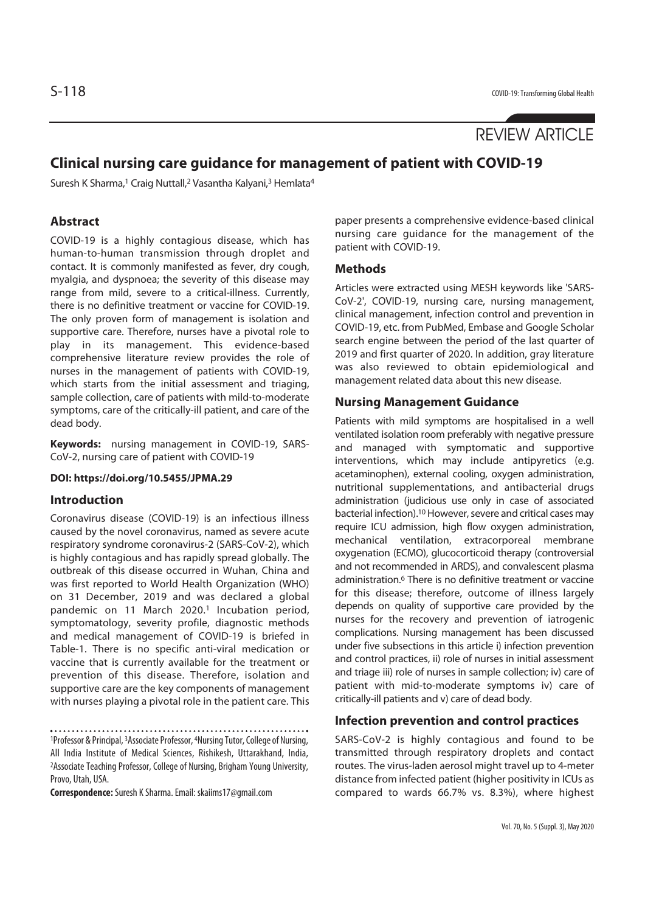REVIEW ARTICLE

# Clinical nursing care guidance for management of patient with COVID-19

Suresh K Sharma,[1] Craig Nuttall,[2] Vasantha Kalyani,[3] Hemlata[4]

## Abstract

COVID-19 is a highly contagious disease, which has human-to-human transmission through droplet and contact. It is commonly manifested as fever, dry cough, myalgia, and dyspnoea; the severity of this disease may range from mild, severe to a critical-illness. Currently, there is no definitive treatment or vaccine for COVID-19. The only proven form of management is isolation and supportive care. Therefore, nurses have a pivotal role to play in its management. This evidence-based comprehensive literature review provides the role of nurses in the management of patients with COVID-19, which starts from the initial assessment and triaging, sample collection, care of patients with mild-to-moderate symptoms, care of the critically-ill patient, and care of the dead body.

**Keywords:** nursing management in COVID-19, SARS-CoV-2, nursing care of patient with COVID-19

**DOI: https://doi.org/10.5455/JPMA.29**

## Introduction

Coronavirus disease (COVID-19) is an infectious illness caused by the novel coronavirus, named as severe acute respiratory syndrome coronavirus-2 (SARS-CoV-2), which is highly contagious and has rapidly spread globally. The outbreak of this disease occurred in Wuhan, China and was first reported to World Health Organization (WHO) on 31 December, 2019 and was declared a global pandemic on 11 March 2020.[1] Incubation period, symptomatology, severity profile, diagnostic methods and medical management of COVID-19 is briefed in Table-1. There is no specific anti-viral medication or vaccine that is currently available for the treatment or prevention of this disease. Therefore, isolation and supportive care are the key components of management with nurses playing a pivotal role in the patient care. This paper presents a comprehensive evidence-based clinical nursing care guidance for the management of the patient with COVID-19.

[1]Professor & Principal, [3]Associate Professor, [4]Nursing Tutor, College of Nursing, All India Institute of Medical Sciences, Rishikesh, Uttarakhand, India, [2]Associate Teaching Professor, College of Nursing, Brigham Young University, Provo, Utah, USA.

**Correspondence:** Suresh K Sharma. Email: skaiims17@gmail.com

## Methods

Articles were extracted using MESH keywords like 'SARS-CoV-2', COVID-19, nursing care, nursing management, clinical management, infection control and prevention in COVID-19, etc. from PubMed, Embase and Google Scholar search engine between the period of the last quarter of 2019 and first quarter of 2020. In addition, gray literature was also reviewed to obtain epidemiological and management related data about this new disease.

## Nursing Management Guidance

Patients with mild symptoms are hospitalised in a well ventilated isolation room preferably with negative pressure and managed with symptomatic and supportive interventions, which may include antipyretics (e.g. acetaminophen), external cooling, oxygen administration, nutritional supplementations, and antibacterial drugs administration (judicious use only in case of associated bacterial infection).[10] However, severe and critical cases may require ICU admission, high flow oxygen administration, mechanical ventilation, extracorporeal membrane oxygenation (ECMO), glucocorticoid therapy (controversial and not recommended in ARDS), and convalescent plasma administration.[6] There is no definitive treatment or vaccine for this disease; therefore, outcome of illness largely depends on quality of supportive care provided by the nurses for the recovery and prevention of iatrogenic complications. Nursing management has been discussed under five subsections in this article i) infection prevention and control practices, ii) role of nurses in initial assessment and triage iii) role of nurses in sample collection; iv) care of patient with mid-to-moderate symptoms iv) care of critically-ill patients and v) care of dead body.

## Infection prevention and control practices

SARS-CoV-2 is highly contagious and found to be transmitted through respiratory droplets and contact routes. The virus-laden aerosol might travel up to 4-meter distance from infected patient (higher positivity in ICUs as compared to wards 66.7% vs. 8.3%), where highest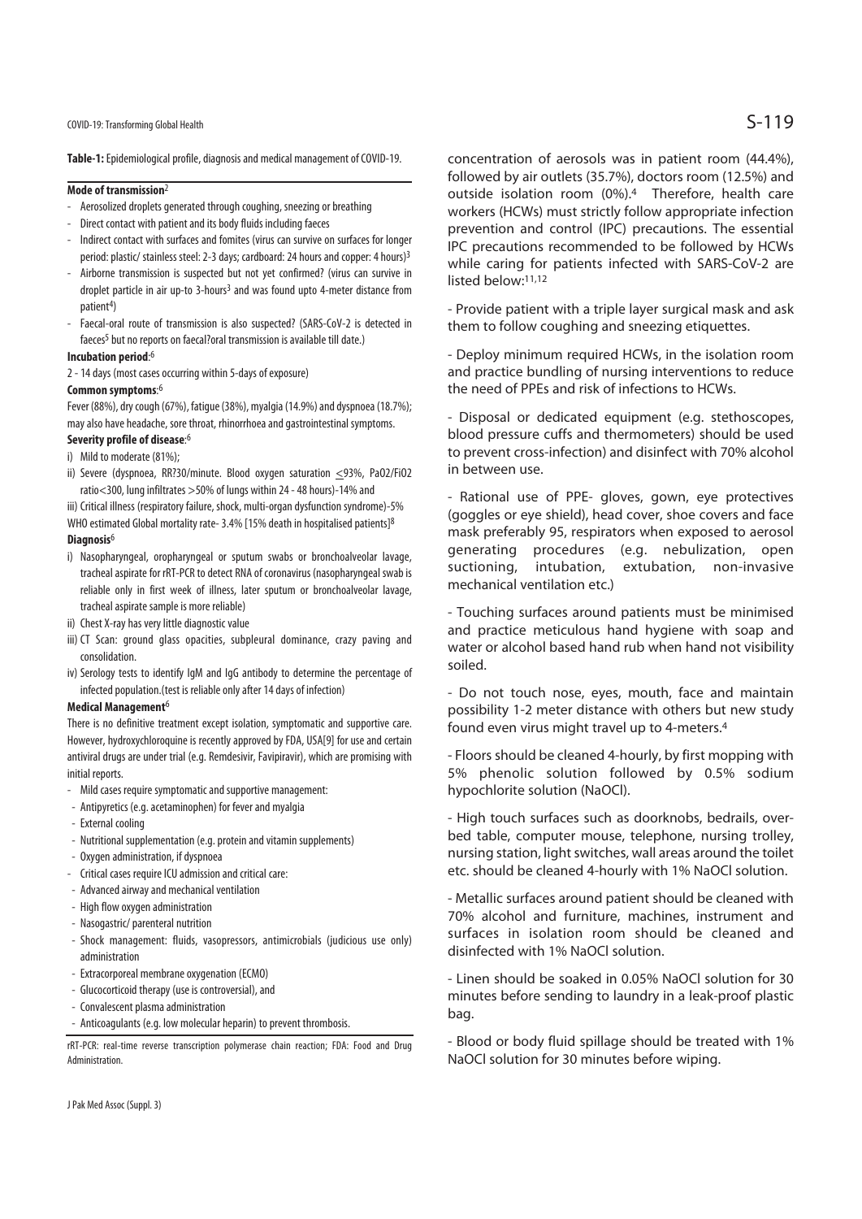**Table-1:** Epidemiological profile, diagnosis and medical management of COVID-19.

**Mode of transmission**[2]

- Aerosolized droplets generated through coughing, sneezing or breathing
- Direct contact with patient and its body fluids including faeces
- Indirect contact with surfaces and fomites (virus can survive on surfaces for longer period: plastic/ stainless steel: 2-3 days; cardboard: 24 hours and copper: 4 hours)[3]
- Airborne transmission is suspected but not yet confirmed? (virus can survive in droplet particle in air up-to 3-hours[3] and was found upto 4-meter distance from patient[4])
- Faecal-oral route of transmission is also suspected? (SARS-CoV-2 is detected in faeces[5] but no reports on faecal?oral transmission is available till date.)

**Incubation period**:[6]

2 - 14 days (most cases occurring within 5-days of exposure)

**Common symptoms**:[6]

Fever (88%), dry cough (67%), fatigue (38%), myalgia (14.9%) and dyspnoea (18.7%); may also have headache, sore throat, rhinorrhoea and gastrointestinal symptoms.

**Severity profile of disease**:[6]

i) Mild to moderate (81%);

ii) Severe (dyspnoea, RR?30/minute. Blood oxygen saturation $\leq$93%, PaO2/FiO2 ratio<300, lung infiltrates >50% of lungs within 24 - 48 hours)-14% and

iii) Critical illness (respiratory failure, shock, multi-organ dysfunction syndrome)-5%

WHO estimated Global mortality rate- 3.4% [15% death in hospitalised patients][8]

**Diagnosis**[6]

i) Nasopharyngeal, oropharyngeal or sputum swabs or bronchoalveolar lavage, tracheal aspirate for rRT-PCR to detect RNA of coronavirus (nasopharyngeal swab is reliable only in first week of illness, later sputum or bronchoalveolar lavage, tracheal aspirate sample is more reliable)

ii) Chest X-ray has very little diagnostic value

iii) CT Scan: ground glass opacities, subpleural dominance, crazy paving and consolidation.

iv) Serology tests to identify IgM and IgG antibody to determine the percentage of infected population.(test is reliable only after 14 days of infection)

**Medical Management**[6]

There is no definitive treatment except isolation, symptomatic and supportive care. However, hydroxychloroquine is recently approved by FDA, USA[9] for use and certain antiviral drugs are under trial (e.g. Remdesivir, Favipiravir), which are promising with initial reports.

- Mild cases require symptomatic and supportive management:
  - Antipyretics (e.g. acetaminophen) for fever and myalgia
  - External cooling
  - Nutritional supplementation (e.g. protein and vitamin supplements)
  - Oxygen administration, if dyspnoea
- Critical cases require ICU admission and critical care:
  - Advanced airway and mechanical ventilation
  - High flow oxygen administration
  - Nasogastric/ parenteral nutrition
  - Shock management: fluids, vasopressors, antimicrobials (judicious use only) administration
  - Extracorporeal membrane oxygenation (ECMO)
  - Glucocorticoid therapy (use is controversial), and
  - Convalescent plasma administration
  - Anticoagulants (e.g. low molecular heparin) to prevent thrombosis.

rRT-PCR: real-time reverse transcription polymerase chain reaction; FDA: Food and Drug Administration.

concentration of aerosols was in patient room (44.4%), followed by air outlets (35.7%), doctors room (12.5%) and outside isolation room (0%).[4] Therefore, health care workers (HCWs) must strictly follow appropriate infection prevention and control (IPC) precautions. The essential IPC precautions recommended to be followed by HCWs while caring for patients infected with SARS-CoV-2 are listed below:[11,12]

- Provide patient with a triple layer surgical mask and ask them to follow coughing and sneezing etiquettes.

- Deploy minimum required HCWs, in the isolation room and practice bundling of nursing interventions to reduce the need of PPEs and risk of infections to HCWs.

- Disposal or dedicated equipment (e.g. stethoscopes, blood pressure cuffs and thermometers) should be used to prevent cross-infection) and disinfect with 70% alcohol in between use.

- Rational use of PPE- gloves, gown, eye protectives (goggles or eye shield), head cover, shoe covers and face mask preferably 95, respirators when exposed to aerosol generating procedures (e.g. nebulization, open suctioning, intubation, extubation, non-invasive mechanical ventilation etc.)

- Touching surfaces around patients must be minimised and practice meticulous hand hygiene with soap and water or alcohol based hand rub when hand not visibility soiled.

- Do not touch nose, eyes, mouth, face and maintain possibility 1-2 meter distance with others but new study found even virus might travel up to 4-meters.[4]

- Floors should be cleaned 4-hourly, by first mopping with 5% phenolic solution followed by 0.5% sodium hypochlorite solution (NaOCl).

- High touch surfaces such as doorknobs, bedrails, over-bed table, computer mouse, telephone, nursing trolley, nursing station, light switches, wall areas around the toilet etc. should be cleaned 4-hourly with 1% NaOCl solution.

- Metallic surfaces around patient should be cleaned with 70% alcohol and furniture, machines, instrument and surfaces in isolation room should be cleaned and disinfected with 1% NaOCl solution.

- Linen should be soaked in 0.05% NaOCl solution for 30 minutes before sending to laundry in a leak-proof plastic bag.

- Blood or body fluid spillage should be treated with 1% NaOCl solution for 30 minutes before wiping.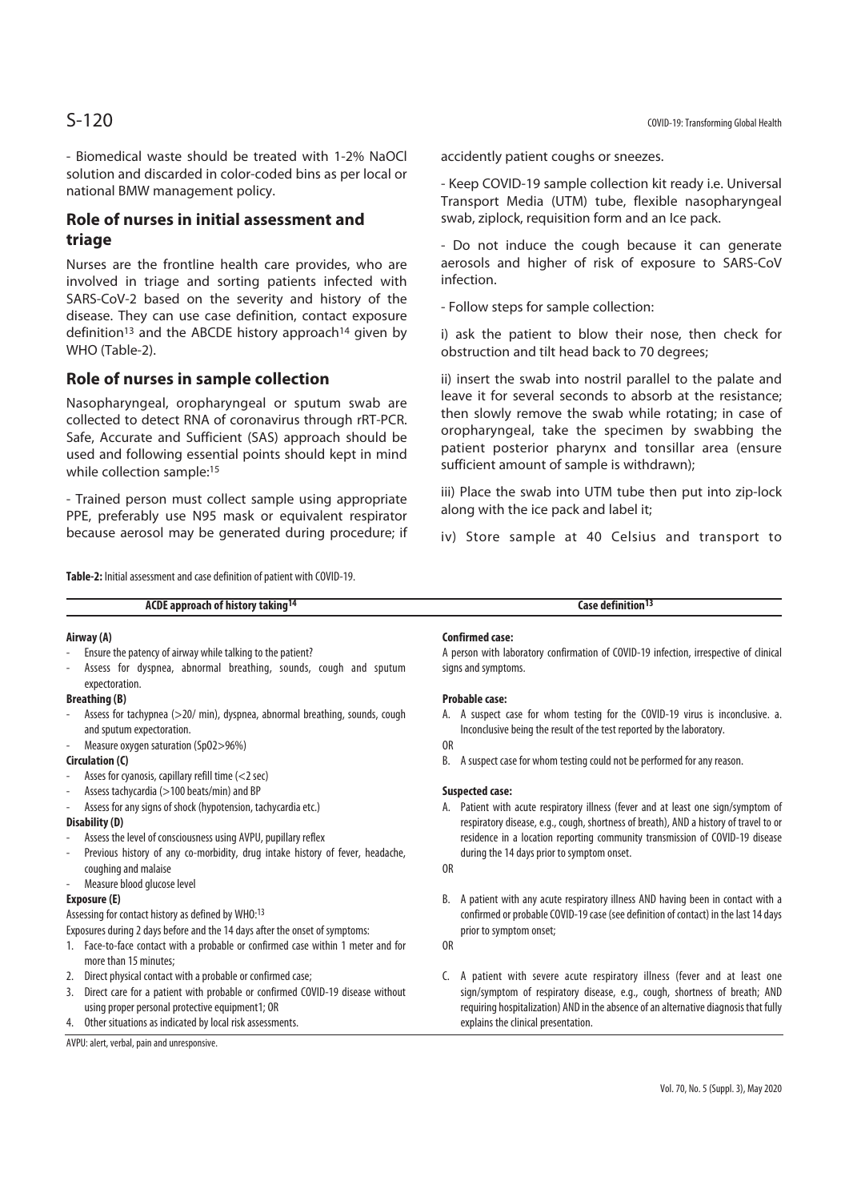- Biomedical waste should be treated with 1-2% NaOCl solution and discarded in color-coded bins as per local or national BMW management policy.

## Role of nurses in initial assessment and triage

Nurses are the frontline health care provides, who are involved in triage and sorting patients infected with SARS-CoV-2 based on the severity and history of the disease. They can use case definition, contact exposure definition[13] and the ABCDE history approach[14] given by WHO (Table-2).

## Role of nurses in sample collection

Nasopharyngeal, oropharyngeal or sputum swab are collected to detect RNA of coronavirus through rRT-PCR. Safe, Accurate and Sufficient (SAS) approach should be used and following essential points should kept in mind while collection sample:[15]

- Trained person must collect sample using appropriate PPE, preferably use N95 mask or equivalent respirator because aerosol may be generated during procedure; if accidently patient coughs or sneezes.

- Keep COVID-19 sample collection kit ready i.e. Universal Transport Media (UTM) tube, flexible nasopharyngeal swab, ziplock, requisition form and an Ice pack.

- Do not induce the cough because it can generate aerosols and higher of risk of exposure to SARS-CoV infection.

- Follow steps for sample collection:

i) ask the patient to blow their nose, then check for obstruction and tilt head back to 70 degrees;

ii) insert the swab into nostril parallel to the palate and leave it for several seconds to absorb at the resistance; then slowly remove the swab while rotating; in case of oropharyngeal, take the specimen by swabbing the patient posterior pharynx and tonsillar area (ensure sufficient amount of sample is withdrawn);

iii) Place the swab into UTM tube then put into zip-lock along with the ice pack and label it;

iv) Store sample at 40 Celsius and transport to

**Table-2:** Initial assessment and case definition of patient with COVID-19.

| ACDE approach of history taking[14] | Case definition[13] |
|---|---|
| **Airway (A)**<br>- Ensure the patency of airway while talking to the patient?<br>- Assess for dyspnea, abnormal breathing, sounds, cough and sputum expectoration.<br>**Breathing (B)**<br>- Assess for tachypnea (>20/ min), dyspnea, abnormal breathing, sounds, cough and sputum expectoration.<br>- Measure oxygen saturation (SpO2>96%)<br>**Circulation (C)**<br>- Asses for cyanosis, capillary refill time (<2 sec)<br>- Assess tachycardia (>100 beats/min) and BP<br>- Assess for any signs of shock (hypotension, tachycardia etc.)<br>**Disability (D)**<br>- Assess the level of consciousness using AVPU, pupillary reflex<br>- Previous history of any co-morbidity, drug intake history of fever, headache, coughing and malaise<br>- Measure blood glucose level<br>**Exposure (E)**<br>Assessing for contact history as defined by WHO:[13]<br>Exposures during 2 days before and the 14 days after the onset of symptoms:<br>1. Face-to-face contact with a probable or confirmed case within 1 meter and for more than 15 minutes;<br>2. Direct physical contact with a probable or confirmed case;<br>3. Direct care for a patient with probable or confirmed COVID-19 disease without using proper personal protective equipment1; OR<br>4. Other situations as indicated by local risk assessments. | **Confirmed case:**<br>A person with laboratory confirmation of COVID-19 infection, irrespective of clinical signs and symptoms.<br>**Probable case:**<br>A. A suspect case for whom testing for the COVID-19 virus is inconclusive. a. Inconclusive being the result of the test reported by the laboratory.<br>OR<br>B. A suspect case for whom testing could not be performed for any reason.<br>**Suspected case:**<br>A. Patient with acute respiratory illness (fever and at least one sign/symptom of respiratory disease, e.g., cough, shortness of breath), AND a history of travel to or residence in a location reporting community transmission of COVID-19 disease during the 14 days prior to symptom onset.<br>OR<br>B. A patient with any acute respiratory illness AND having been in contact with a confirmed or probable COVID-19 case (see definition of contact) in the last 14 days prior to symptom onset;<br>OR<br>C. A patient with severe acute respiratory illness (fever and at least one sign/symptom of respiratory disease, e.g., cough, shortness of breath; AND requiring hospitalization) AND in the absence of an alternative diagnosis that fully explains the clinical presentation. |

AVPU: alert, verbal, pain and unresponsive.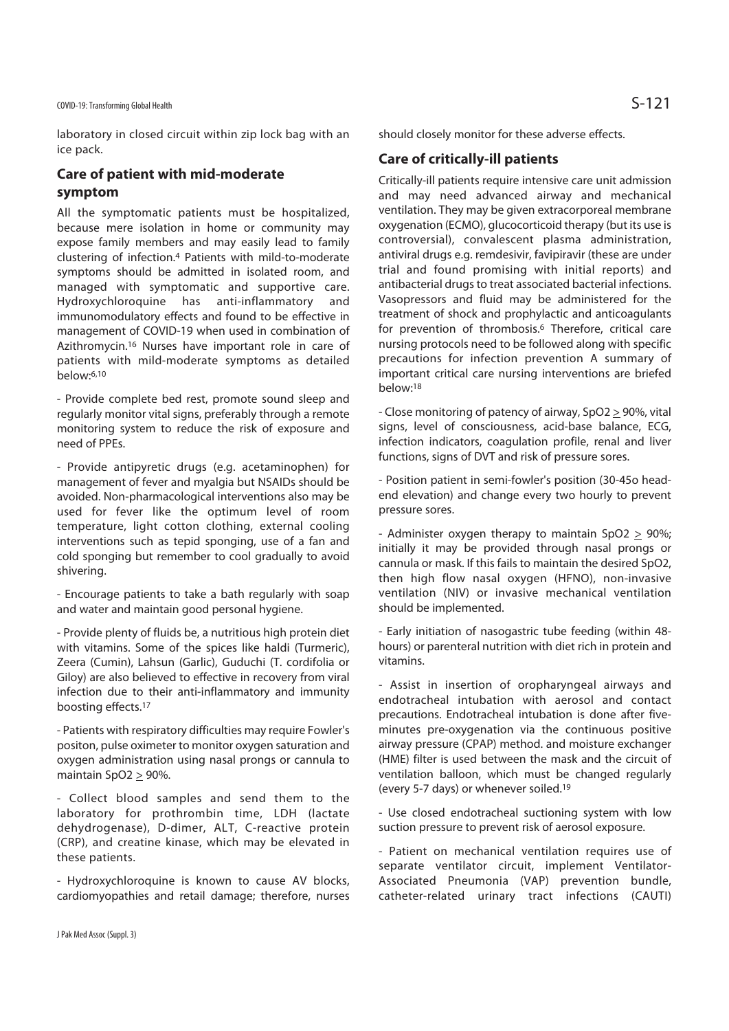laboratory in closed circuit within zip lock bag with an ice pack.

## Care of patient with mid-moderate symptom

All the symptomatic patients must be hospitalized, because mere isolation in home or community may expose family members and may easily lead to family clustering of infection.[4] Patients with mild-to-moderate symptoms should be admitted in isolated room, and managed with symptomatic and supportive care. Hydroxychloroquine has anti-inflammatory and immunomodulatory effects and found to be effective in management of COVID-19 when used in combination of Azithromycin.[16] Nurses have important role in care of patients with mild-moderate symptoms as detailed below:[6,10]

- Provide complete bed rest, promote sound sleep and regularly monitor vital signs, preferably through a remote monitoring system to reduce the risk of exposure and need of PPEs.

- Provide antipyretic drugs (e.g. acetaminophen) for management of fever and myalgia but NSAIDs should be avoided. Non-pharmacological interventions also may be used for fever like the optimum level of room temperature, light cotton clothing, external cooling interventions such as tepid sponging, use of a fan and cold sponging but remember to cool gradually to avoid shivering.

- Encourage patients to take a bath regularly with soap and water and maintain good personal hygiene.

- Provide plenty of fluids be, a nutritious high protein diet with vitamins. Some of the spices like haldi (Turmeric), Zeera (Cumin), Lahsun (Garlic), Guduchi (T. cordifolia or Giloy) are also believed to effective in recovery from viral infection due to their anti-inflammatory and immunity boosting effects.[17]

- Patients with respiratory difficulties may require Fowler's positon, pulse oximeter to monitor oxygen saturation and oxygen administration using nasal prongs or cannula to maintain $SpO2 \geq 90\%$.

- Collect blood samples and send them to the laboratory for prothrombin time, LDH (lactate dehydrogenase), D-dimer, ALT, C-reactive protein (CRP), and creatine kinase, which may be elevated in these patients.

- Hydroxychloroquine is known to cause AV blocks, cardiomyopathies and retail damage; therefore, nurses should closely monitor for these adverse effects.

## Care of critically-ill patients

Critically-ill patients require intensive care unit admission and may need advanced airway and mechanical ventilation. They may be given extracorporeal membrane oxygenation (ECMO), glucocorticoid therapy (but its use is controversial), convalescent plasma administration, antiviral drugs e.g. remdesivir, favipiravir (these are under trial and found promising with initial reports) and antibacterial drugs to treat associated bacterial infections. Vasopressors and fluid may be administered for the treatment of shock and prophylactic and anticoagulants for prevention of thrombosis.[6] Therefore, critical care nursing protocols need to be followed along with specific precautions for infection prevention A summary of important critical care nursing interventions are briefed below:[18]

- Close monitoring of patency of airway, $SpO2 \geq 90\%$, vital signs, level of consciousness, acid-base balance, ECG, infection indicators, coagulation profile, renal and liver functions, signs of DVT and risk of pressure sores.

- Position patient in semi-fowler's position (30-45o head-end elevation) and change every two hourly to prevent pressure sores.

- Administer oxygen therapy to maintain $SpO2 \geq 90\%$; initially it may be provided through nasal prongs or cannula or mask. If this fails to maintain the desired SpO2, then high flow nasal oxygen (HFNO), non-invasive ventilation (NIV) or invasive mechanical ventilation should be implemented.

- Early initiation of nasogastric tube feeding (within 48-hours) or parenteral nutrition with diet rich in protein and vitamins.

- Assist in insertion of oropharyngeal airways and endotracheal intubation with aerosol and contact precautions. Endotracheal intubation is done after five-minutes pre-oxygenation via the continuous positive airway pressure (CPAP) method. and moisture exchanger (HME) filter is used between the mask and the circuit of ventilation balloon, which must be changed regularly (every 5-7 days) or whenever soiled.[19]

- Use closed endotracheal suctioning system with low suction pressure to prevent risk of aerosol exposure.

- Patient on mechanical ventilation requires use of separate ventilator circuit, implement Ventilator-Associated Pneumonia (VAP) prevention bundle, catheter-related urinary tract infections (CAUTI)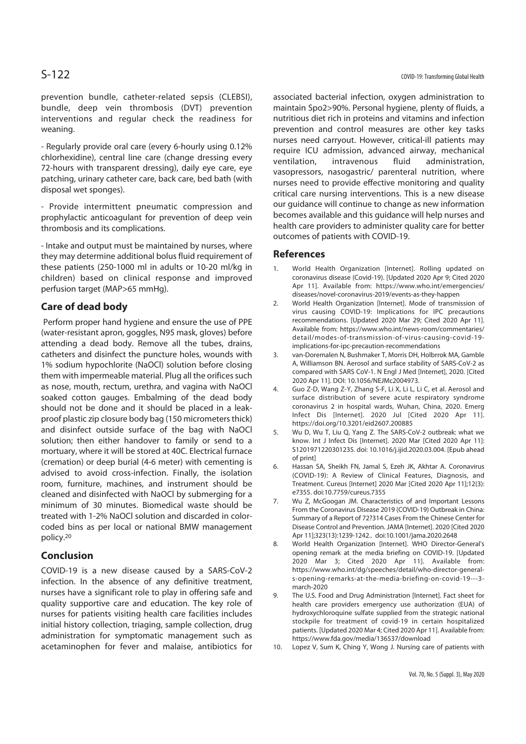prevention bundle, catheter-related sepsis (CLEBSI), bundle, deep vein thrombosis (DVT) prevention interventions and regular check the readiness for weaning.

- Regularly provide oral care (every 6-hourly using 0.12% chlorhexidine), central line care (change dressing every 72-hours with transparent dressing), daily eye care, eye patching, urinary catheter care, back care, bed bath (with disposal wet sponges).

- Provide intermittent pneumatic compression and prophylactic anticoagulant for prevention of deep vein thrombosis and its complications.

- Intake and output must be maintained by nurses, where they may determine additional bolus fluid requirement of these patients (250-1000 ml in adults or 10-20 ml/kg in children) based on clinical response and improved perfusion target (MAP>65 mmHg).

## Care of dead body

Perform proper hand hygiene and ensure the use of PPE (water-resistant apron, goggles, N95 mask, gloves) before attending a dead body. Remove all the tubes, drains, catheters and disinfect the puncture holes, wounds with 1% sodium hypochlorite (NaOCl) solution before closing them with impermeable material. Plug all the orifices such as nose, mouth, rectum, urethra, and vagina with NaOCl soaked cotton gauges. Embalming of the dead body should not be done and it should be placed in a leak-proof plastic zip closure body bag (150 micrometers thick) and disinfect outside surface of the bag with NaOCl solution; then either handover to family or send to a mortuary, where it will be stored at 40C. Electrical furnace (cremation) or deep burial (4-6 meter) with cementing is advised to avoid cross-infection. Finally, the isolation room, furniture, machines, and instrument should be cleaned and disinfected with NaOCl by submerging for a minimum of 30 minutes. Biomedical waste should be treated with 1-2% NaOCl solution and discarded in color-coded bins as per local or national BMW management policy.[20]

## Conclusion

COVID-19 is a new disease caused by a SARS-CoV-2 infection. In the absence of any definitive treatment, nurses have a significant role to play in offering safe and quality supportive care and education. The key role of nurses for patients visiting health care facilities includes initial history collection, triaging, sample collection, drug administration for symptomatic management such as acetaminophen for fever and malaise, antibiotics for associated bacterial infection, oxygen administration to maintain Spo2>90%. Personal hygiene, plenty of fluids, a nutritious diet rich in proteins and vitamins and infection prevention and control measures are other key tasks nurses need carryout. However, critical-ill patients may require ICU admission, advanced airway, mechanical ventilation, intravenous fluid administration, vasopressors, nasogastric/ parenteral nutrition, where nurses need to provide effective monitoring and quality critical care nursing interventions. This is a new disease our guidance will continue to change as new information becomes available and this guidance will help nurses and health care providers to administer quality care for better outcomes of patients with COVID-19.

## References

1. World Health Organization [Internet]. Rolling updated on coronavirus disease (Covid-19). [Updated 2020 Apr 9; Cited 2020 Apr 11]. Available from: https://www.who.int/emergencies/diseases/novel-coronavirus-2019/events-as-they-happen
2. World Health Organization [Internet]. Mode of transmission of virus causing COVID-19: Implications for IPC precautions recommendations. [Updated 2020 Mar 29; Cited 2020 Apr 11]. Available from: https://www.who.int/news-room/commentaries/detail/modes-of-transmission-of-virus-causing-covid-19-implications-for-ipc-precaution-recommendations
3. van-Doremalen N, Bushmaker T, Morris DH, Holbrrok MA, Gamble A, Williamson BN. Aerosol and surface stability of SARS-CoV-2 as compared with SARS CoV-1. N Engl J Med [Internet], 2020. [Cited 2020 Apr 11]. DOI: 10.1056/NEJMc2004973.
4. Guo Z-D, Wang Z-Y, Zhang S-F, Li X, Li L, Li C, et al. Aerosol and surface distribution of severe acute respiratory syndrome coronavirus 2 in hospital wards, Wuhan, China, 2020. Emerg Infect Dis [Internet]. 2020 Jul [Cited 2020 Apr 11]. https://doi.org/10.3201/eid2607.200885
5. Wu D, Wu T, Liu Q, Yang Z. The SARS-CoV-2 outbreak: what we know. Int J Infect Dis [Internet]. 2020 Mar [Cited 2020 Apr 11]: S1201971220301235. doi: 10.1016/j.ijid.2020.03.004. [Epub ahead of print]
6. Hassan SA, Sheikh FN, Jamal S, Ezeh JK, Akhtar A. Coronavirus (COVID-19): A Review of Clinical Features, Diagnosis, and Treatment. Cureus [Internet] 2020 Mar [Cited 2020 Apr 11];12(3): e7355. doi:10.7759/cureus.7355
7. Wu Z, McGoogan JM. Characteristics of and Important Lessons From the Coronavirus Disease 2019 (COVID-19) Outbreak in China: Summary of a Report of 72?314 Cases From the Chinese Center for Disease Control and Prevention. JAMA [Internet]. 2020 [Cited 2020 Apr 11];323(13):1239-1242.. doi:10.1001/jama.2020.2648
8. World Health Organization [Internet]. WHO Director-General's opening remark at the media briefing on COVID-19. [Updated 2020 Mar 3; Cited 2020 Apr 11]. Available from: https://www.who.int/dg/speeches/detail/who-director-general-s-opening-remarks-at-the-media-briefing-on-covid-19---3-march-2020
9. The U.S. Food and Drug Administration [Internet]. Fact sheet for health care providers emergency use authorization (EUA) of hydroxychloroquine sulfate supplied from the strategic national stockpile for treatment of covid-19 in certain hospitalized patients. [Updated 2020 Mar 4; Cited 2020 Apr 11]. Available from: https://www.fda.gov/media/136537/download
10. Lopez V, Sum K, Ching Y, Wong J. Nursing care of patients with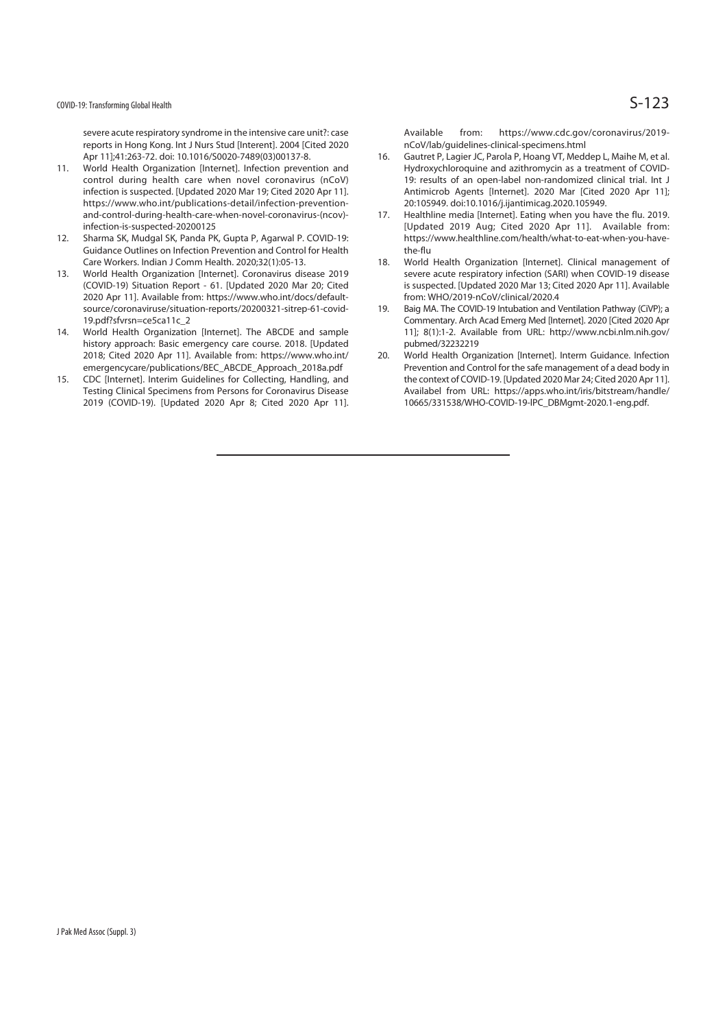severe acute respiratory syndrome in the intensive care unit?: case reports in Hong Kong. Int J Nurs Stud [Interent]. 2004 [Cited 2020 Apr 11];41:263-72. doi: 10.1016/S0020-7489(03)00137-8.

11. World Health Organization [Internet]. Infection prevention and control during health care when novel coronavirus (nCoV) infection is suspected. [Updated 2020 Mar 19; Cited 2020 Apr 11]. https://www.who.int/publications-detail/infection-prevention-and-control-during-health-care-when-novel-coronavirus-(ncov)-infection-is-suspected-20200125
12. Sharma SK, Mudgal SK, Panda PK, Gupta P, Agarwal P. COVID-19: Guidance Outlines on Infection Prevention and Control for Health Care Workers. Indian J Comm Health. 2020;32(1):05-13.
13. World Health Organization [Internet]. Coronavirus disease 2019 (COVID-19) Situation Report - 61. [Updated 2020 Mar 20; Cited 2020 Apr 11]. Available from: https://www.who.int/docs/default-source/coronaviruse/situation-reports/20200321-sitrep-61-covid-19.pdf?sfvrsn=ce5ca11c_2
14. World Health Organization [Internet]. The ABCDE and sample history approach: Basic emergency care course. 2018. [Updated 2018; Cited 2020 Apr 11]. Available from: https://www.who.int/emergencycare/publications/BEC_ABCDE_Approach_2018a.pdf
15. CDC [Internet]. Interim Guidelines for Collecting, Handling, and Testing Clinical Specimens from Persons for Coronavirus Disease 2019 (COVID-19). [Updated 2020 Apr 8; Cited 2020 Apr 11]. Available from: https://www.cdc.gov/coronavirus/2019-nCoV/lab/guidelines-clinical-specimens.html
16. Gautret P, Lagier JC, Parola P, Hoang VT, Meddep L, Maihe M, et al. Hydroxychloroquine and azithromycin as a treatment of COVID-19: results of an open-label non-randomized clinical trial. Int J Antimicrob Agents [Internet]. 2020 Mar [Cited 2020 Apr 11]; 20:105949. doi:10.1016/j.ijantimicag.2020.105949.
17. Healthline media [Internet]. Eating when you have the flu. 2019. [Updated 2019 Aug; Cited 2020 Apr 11]. Available from: https://www.healthline.com/health/what-to-eat-when-you-have-the-flu
18. World Health Organization [Internet]. Clinical management of severe acute respiratory infection (SARI) when COVID-19 disease is suspected. [Updated 2020 Mar 13; Cited 2020 Apr 11]. Available from: WHO/2019-nCoV/clinical/2020.4
19. Baig MA. The COVID-19 Intubation and Ventilation Pathway (CiVP); a Commentary. Arch Acad Emerg Med [Internet]. 2020 [Cited 2020 Apr 11]; 8(1):1-2. Available from URL: http://www.ncbi.nlm.nih.gov/pubmed/32232219
20. World Health Organization [Internet]. Interm Guidance. Infection Prevention and Control for the safe management of a dead body in the context of COVID-19. [Updated 2020 Mar 24; Cited 2020 Apr 11]. Availabel from URL: https://apps.who.int/iris/bitstream/handle/10665/331538/WHO-COVID-19-IPC_DBMgmt-2020.1-eng.pdf.